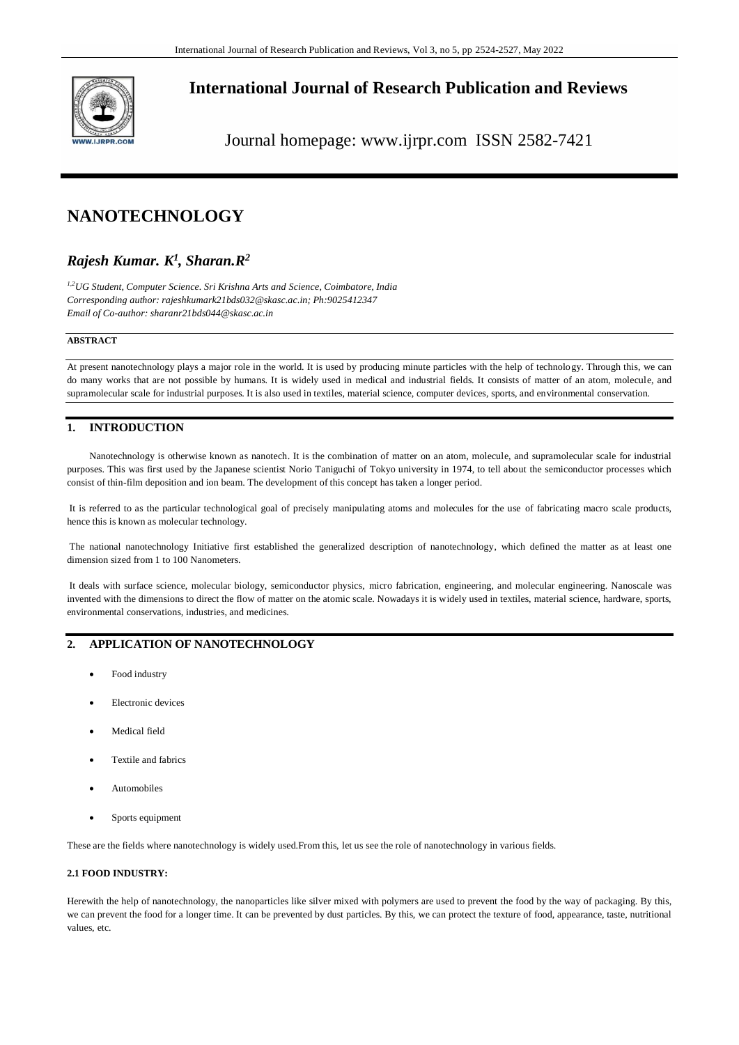# NANOTECHNOLOGY

***Rajesh Kumar. K[1], Sharan.R[2]***

*[1,2]UG Student, Computer Science. Sri Krishna Arts and Science, Coimbatore, India*
*Corresponding author: rajeshkumark21bds032@skasc.ac.in; Ph:9025412347*
*Email of Co-author: sharanr21bds044@skasc.ac.in*

**ABSTRACT**

At present nanotechnology plays a major role in the world. It is used by producing minute particles with the help of technology. Through this, we can do many works that are not possible by humans. It is widely used in medical and industrial fields. It consists of matter of an atom, molecule, and supramolecular scale for industrial purposes. It is also used in textiles, material science, computer devices, sports, and environmental conservation.

## 1. INTRODUCTION

Nanotechnology is otherwise known as nanotech. It is the combination of matter on an atom, molecule, and supramolecular scale for industrial purposes. This was first used by the Japanese scientist Norio Taniguchi of Tokyo university in 1974, to tell about the semiconductor processes which consist of thin-film deposition and ion beam. The development of this concept has taken a longer period.

It is referred to as the particular technological goal of precisely manipulating atoms and molecules for the use of fabricating macro scale products, hence this is known as molecular technology.

The national nanotechnology Initiative first established the generalized description of nanotechnology, which defined the matter as at least one dimension sized from 1 to 100 Nanometers.

It deals with surface science, molecular biology, semiconductor physics, micro fabrication, engineering, and molecular engineering. Nanoscale was invented with the dimensions to direct the flow of matter on the atomic scale. Nowadays it is widely used in textiles, material science, hardware, sports, environmental conservations, industries, and medicines.

## 2. APPLICATION OF NANOTECHNOLOGY

- Food industry
- Electronic devices
- Medical field
- Textile and fabrics
- Automobiles
- Sports equipment

These are the fields where nanotechnology is widely used.From this, let us see the role of nanotechnology in various fields.

### 2.1 FOOD INDUSTRY:

Herewith the help of nanotechnology, the nanoparticles like silver mixed with polymers are used to prevent the food by the way of packaging. By this, we can prevent the food for a longer time. It can be prevented by dust particles. By this, we can protect the texture of food, appearance, taste, nutritional values, etc.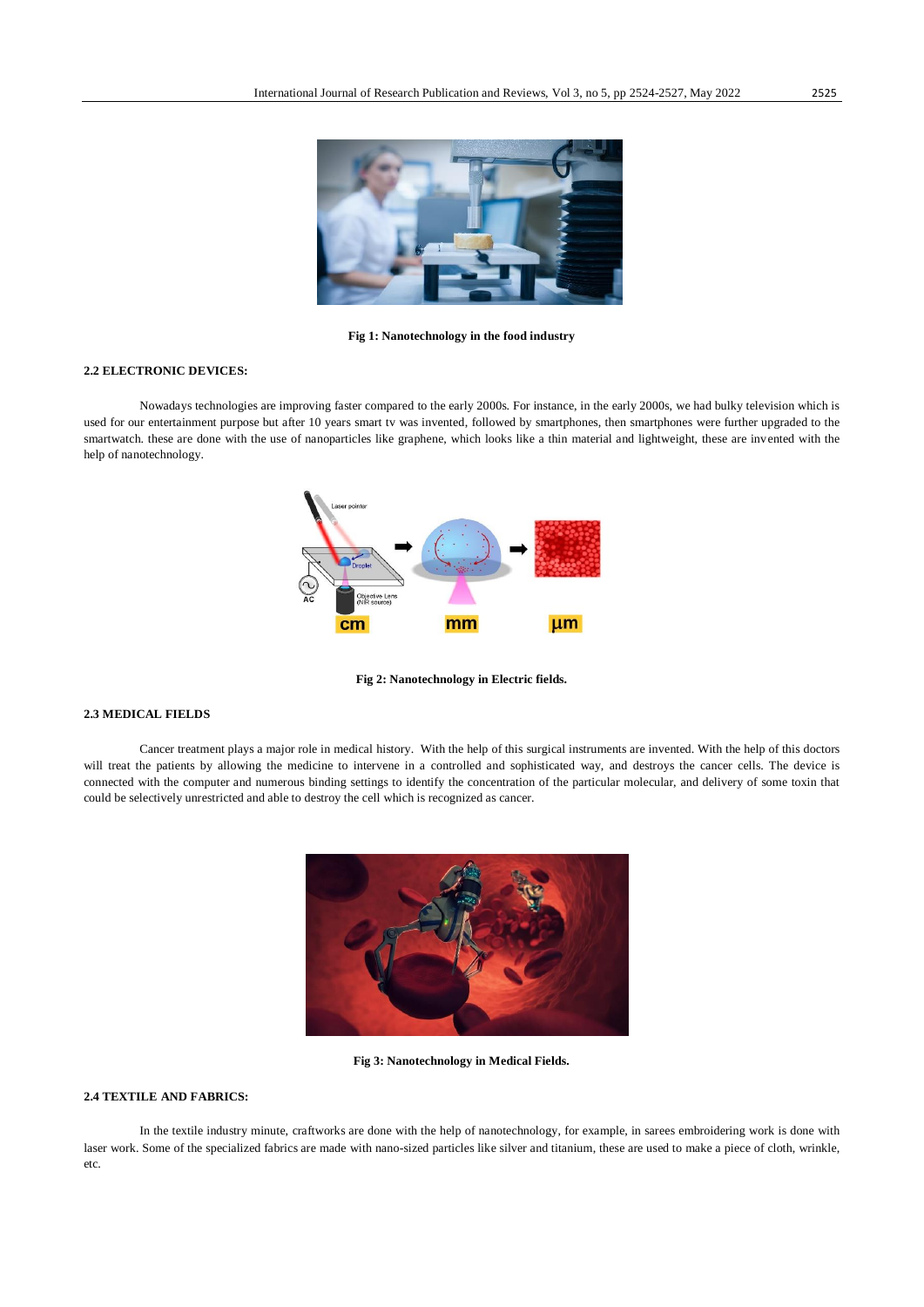Fig 1: Nanotechnology in the food industry

### 2.2 ELECTRONIC DEVICES:

Nowadays technologies are improving faster compared to the early 2000s. For instance, in the early 2000s, we had bulky television which is used for our entertainment purpose but after 10 years smart tv was invented, followed by smartphones, then smartphones were further upgraded to the smartwatch. these are done with the use of nanoparticles like graphene, which looks like a thin material and lightweight, these are invented with the help of nanotechnology.

Fig 2: Nanotechnology in Electric fields.

### 2.3 MEDICAL FIELDS

Cancer treatment plays a major role in medical history. With the help of this surgical instruments are invented. With the help of this doctors will treat the patients by allowing the medicine to intervene in a controlled and sophisticated way, and destroys the cancer cells. The device is connected with the computer and numerous binding settings to identify the concentration of the particular molecular, and delivery of some toxin that could be selectively unrestricted and able to destroy the cell which is recognized as cancer.

Fig 3: Nanotechnology in Medical Fields.

### 2.4 TEXTILE AND FABRICS:

In the textile industry minute, craftworks are done with the help of nanotechnology, for example, in sarees embroidering work is done with laser work. Some of the specialized fabrics are made with nano-sized particles like silver and titanium, these are used to make a piece of cloth, wrinkle, etc.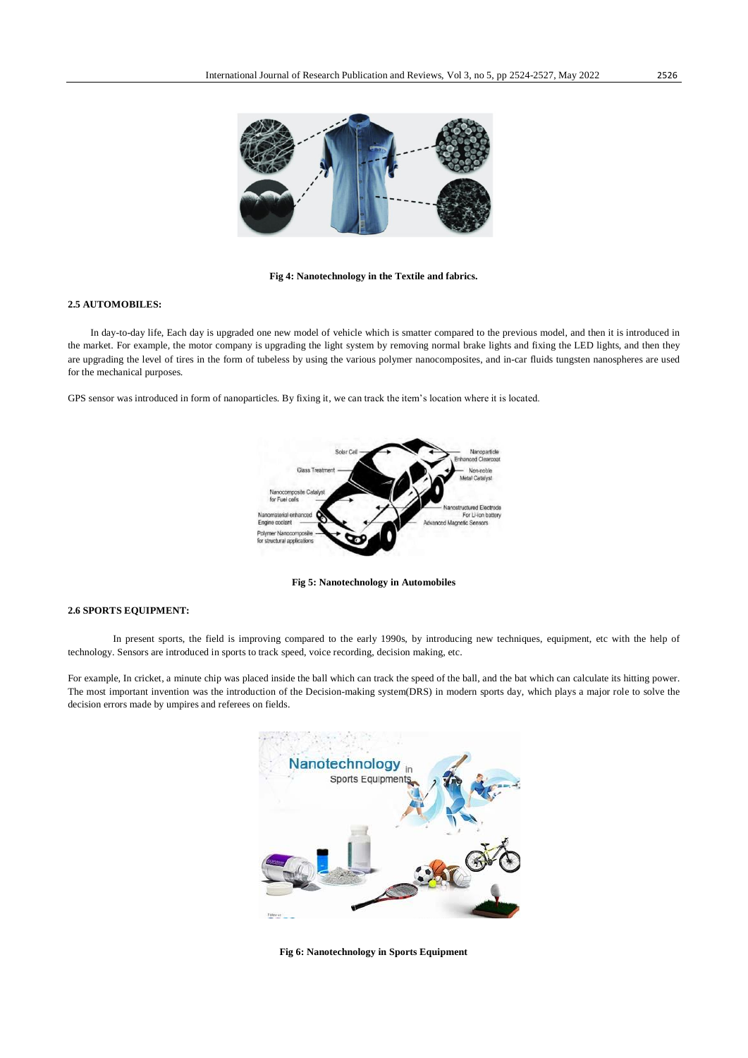Fig 4: Nanotechnology in the Textile and fabrics.

### 2.5 AUTOMOBILES:

In day-to-day life, Each day is upgraded one new model of vehicle which is smatter compared to the previous model, and then it is introduced in the market. For example, the motor company is upgrading the light system by removing normal brake lights and fixing the LED lights, and then they are upgrading the level of tires in the form of tubeless by using the various polymer nanocomposites, and in-car fluids tungsten nanospheres are used for the mechanical purposes.

GPS sensor was introduced in form of nanoparticles. By fixing it, we can track the item's location where it is located.

Fig 5: Nanotechnology in Automobiles

### 2.6 SPORTS EQUIPMENT:

In present sports, the field is improving compared to the early 1990s, by introducing new techniques, equipment, etc with the help of technology. Sensors are introduced in sports to track speed, voice recording, decision making, etc.

For example, In cricket, a minute chip was placed inside the ball which can track the speed of the ball, and the bat which can calculate its hitting power. The most important invention was the introduction of the Decision-making system(DRS) in modern sports day, which plays a major role to solve the decision errors made by umpires and referees on fields.

Fig 6: Nanotechnology in Sports Equipment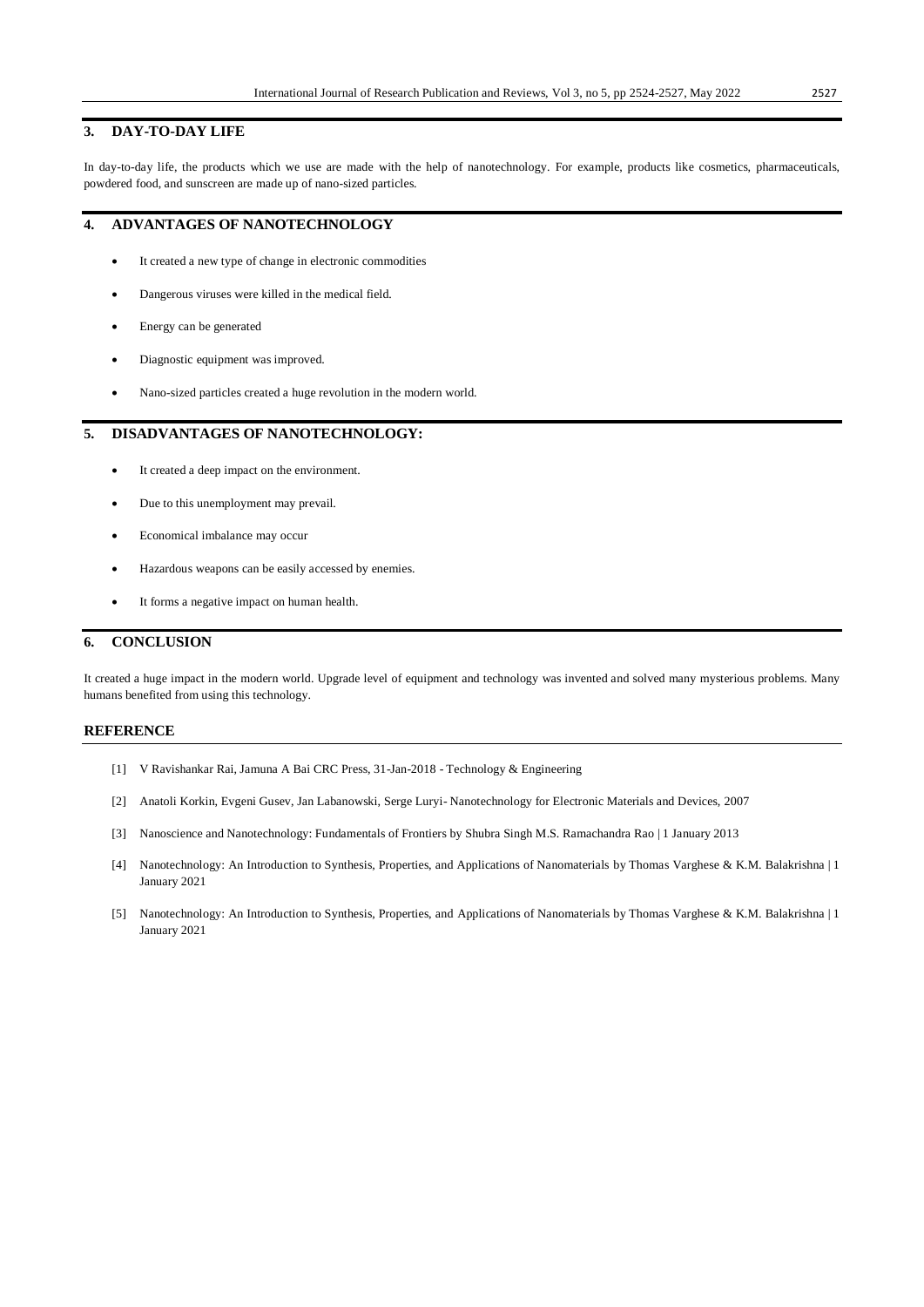## 3. DAY-TO-DAY LIFE

In day-to-day life, the products which we use are made with the help of nanotechnology. For example, products like cosmetics, pharmaceuticals, powdered food, and sunscreen are made up of nano-sized particles.

## 4. ADVANTAGES OF NANOTECHNOLOGY

- It created a new type of change in electronic commodities
- Dangerous viruses were killed in the medical field.
- Energy can be generated
- Diagnostic equipment was improved.
- Nano-sized particles created a huge revolution in the modern world.

## 5. DISADVANTAGES OF NANOTECHNOLOGY:

- It created a deep impact on the environment.
- Due to this unemployment may prevail.
- Economical imbalance may occur
- Hazardous weapons can be easily accessed by enemies.
- It forms a negative impact on human health.

## 6. CONCLUSION

It created a huge impact in the modern world. Upgrade level of equipment and technology was invented and solved many mysterious problems. Many humans benefited from using this technology.

## REFERENCE

[1] V Ravishankar Rai, Jamuna A Bai CRC Press, 31-Jan-2018 - Technology & Engineering

[2] Anatoli Korkin, Evgeni Gusev, Jan Labanowski, Serge Luryi- Nanotechnology for Electronic Materials and Devices, 2007

[3] Nanoscience and Nanotechnology: Fundamentals of Frontiers by Shubra Singh M.S. Ramachandra Rao | 1 January 2013

[4] Nanotechnology: An Introduction to Synthesis, Properties, and Applications of Nanomaterials by Thomas Varghese & K.M. Balakrishna | 1 January 2021

[5] Nanotechnology: An Introduction to Synthesis, Properties, and Applications of Nanomaterials by Thomas Varghese & K.M. Balakrishna | 1 January 2021